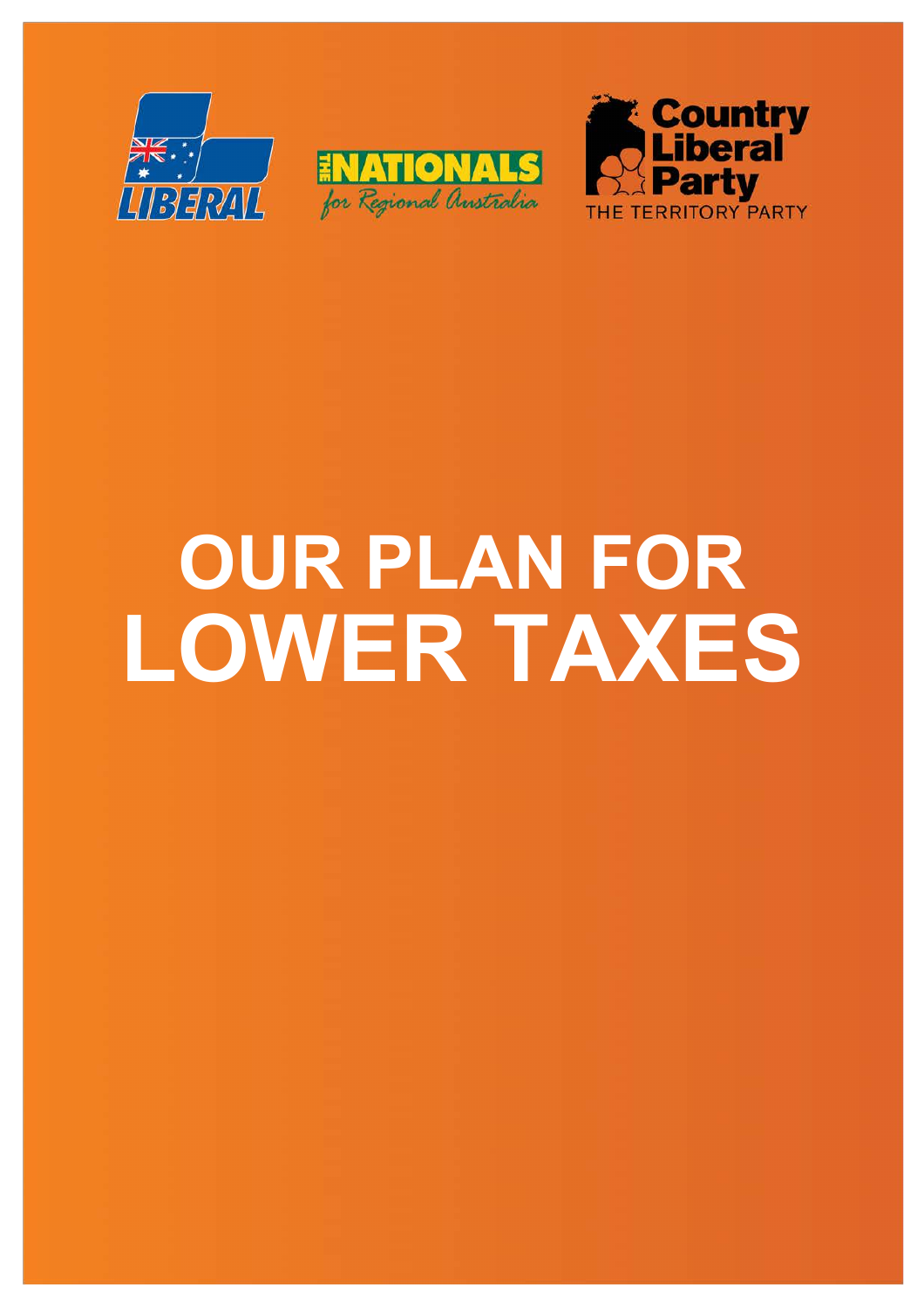LIBERAL

THE NATIONALS for Regional Australia

Country Liberal Party THE TERRITORY PARTY

# OUR PLAN FOR LOWER TAXES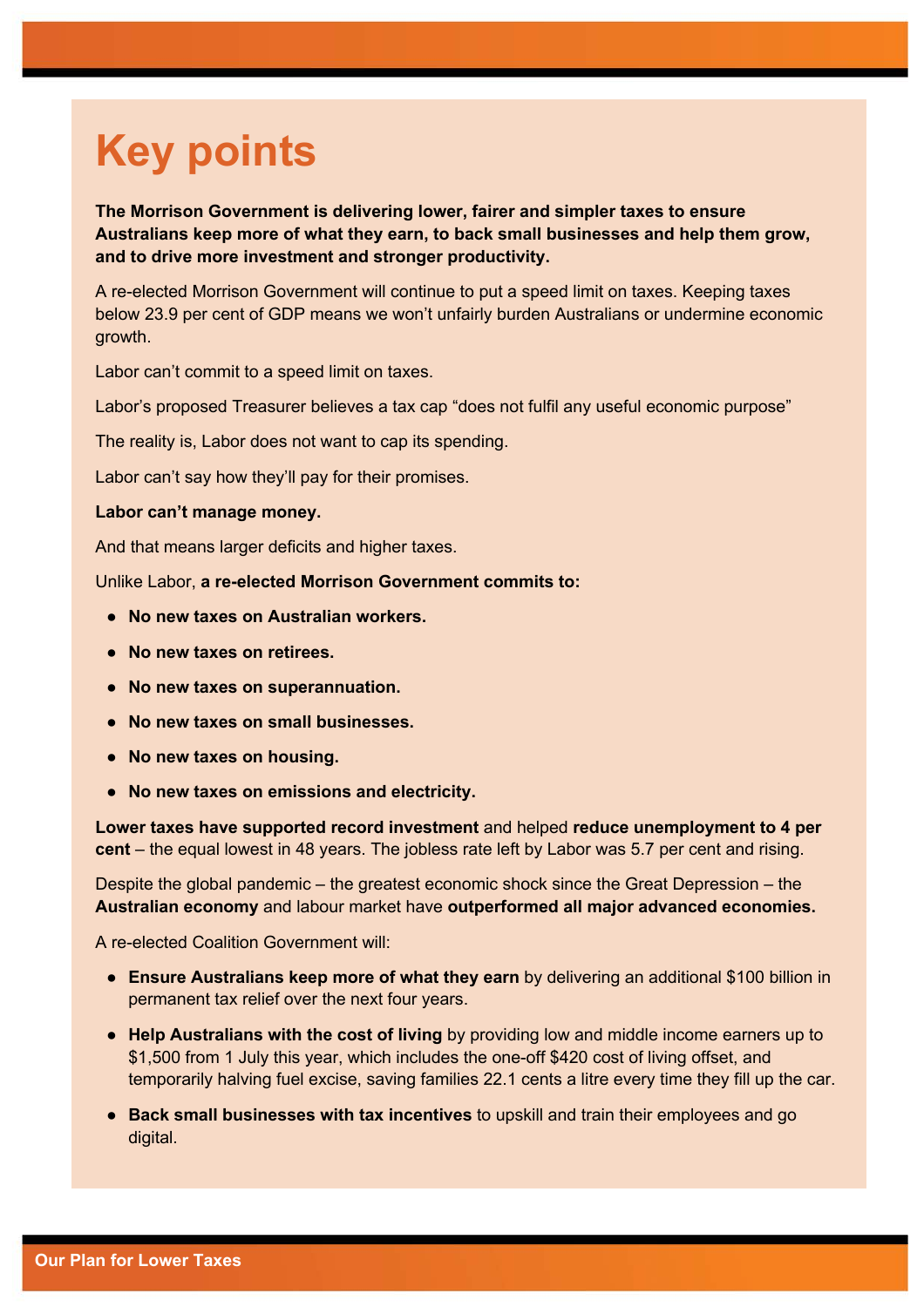# Key points

**The Morrison Government is delivering lower, fairer and simpler taxes to ensure Australians keep more of what they earn, to back small businesses and help them grow, and to drive more investment and stronger productivity.**

A re-elected Morrison Government will continue to put a speed limit on taxes. Keeping taxes below 23.9 per cent of GDP means we won't unfairly burden Australians or undermine economic growth.

Labor can't commit to a speed limit on taxes.

Labor's proposed Treasurer believes a tax cap "does not fulfil any useful economic purpose"

The reality is, Labor does not want to cap its spending.

Labor can't say how they'll pay for their promises.

**Labor can't manage money.**

And that means larger deficits and higher taxes.

Unlike Labor, **a re-elected Morrison Government commits to:**

- **No new taxes on Australian workers.**
- **No new taxes on retirees.**
- **No new taxes on superannuation.**
- **No new taxes on small businesses.**
- **No new taxes on housing.**
- **No new taxes on emissions and electricity.**

**Lower taxes have supported record investment** and helped **reduce unemployment to 4 per cent** – the equal lowest in 48 years. The jobless rate left by Labor was 5.7 per cent and rising.

Despite the global pandemic – the greatest economic shock since the Great Depression – the **Australian economy** and labour market have **outperformed all major advanced economies.**

A re-elected Coalition Government will:

- **Ensure Australians keep more of what they earn** by delivering an additional $100 billion in permanent tax relief over the next four years.
- **Help Australians with the cost of living** by providing low and middle income earners up to $1,500 from 1 July this year, which includes the one-off $420 cost of living offset, and temporarily halving fuel excise, saving families 22.1 cents a litre every time they fill up the car.
- **Back small businesses with tax incentives** to upskill and train their employees and go digital.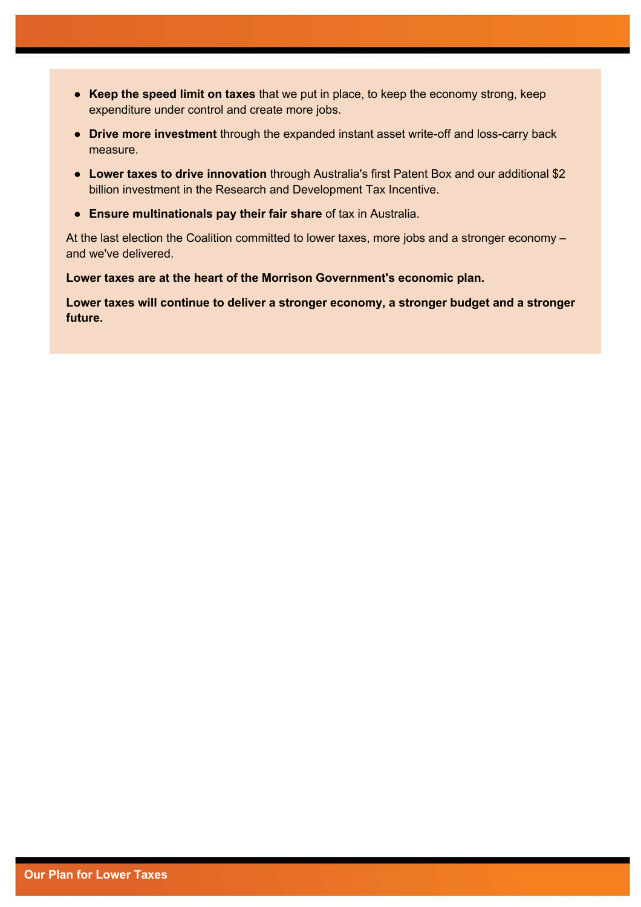- **Keep the speed limit on taxes** that we put in place, to keep the economy strong, keep expenditure under control and create more jobs.
- **Drive more investment** through the expanded instant asset write-off and loss-carry back measure.
- **Lower taxes to drive innovation** through Australia's first Patent Box and our additional $2 billion investment in the Research and Development Tax Incentive.
- **Ensure multinationals pay their fair share** of tax in Australia.

At the last election the Coalition committed to lower taxes, more jobs and a stronger economy – and we've delivered.

**Lower taxes are at the heart of the Morrison Government's economic plan.**

**Lower taxes will continue to deliver a stronger economy, a stronger budget and a stronger future.**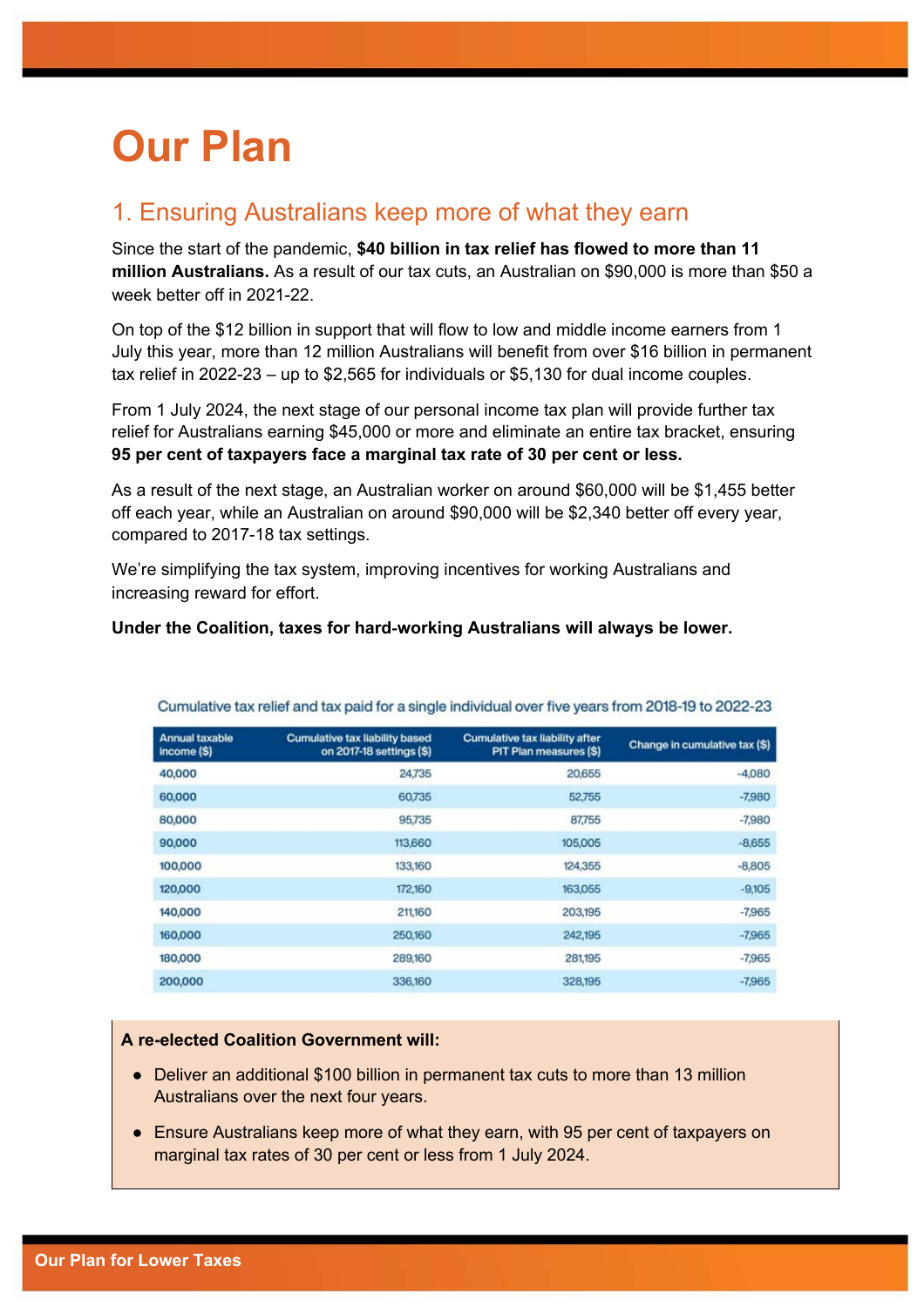# Our Plan

## 1. Ensuring Australians keep more of what they earn

Since the start of the pandemic, **$40 billion in tax relief has flowed to more than 11 million Australians.** As a result of our tax cuts, an Australian on $90,000 is more than $50 a week better off in 2021-22.

On top of the $12 billion in support that will flow to low and middle income earners from 1 July this year, more than 12 million Australians will benefit from over $16 billion in permanent tax relief in 2022-23 – up to $2,565 for individuals or $5,130 for dual income couples.

From 1 July 2024, the next stage of our personal income tax plan will provide further tax relief for Australians earning $45,000 or more and eliminate an entire tax bracket, ensuring **95 per cent of taxpayers face a marginal tax rate of 30 per cent or less.**

As a result of the next stage, an Australian worker on around $60,000 will be $1,455 better off each year, while an Australian on around $90,000 will be $2,340 better off every year, compared to 2017-18 tax settings.

We're simplifying the tax system, improving incentives for working Australians and increasing reward for effort.

**Under the Coalition, taxes for hard-working Australians will always be lower.**

Cumulative tax relief and tax paid for a single individual over five years from 2018-19 to 2022-23

| Annual taxable income ($) | Cumulative tax liability based on 2017-18 settings ($) | Cumulative tax liability after PIT Plan measures ($) | Change in cumulative tax ($) |
|---|---|---|---|
| 40,000 | 24,735 | 20,655 | -4,080 |
| 60,000 | 60,735 | 52,755 | -7,980 |
| 80,000 | 95,735 | 87,755 | -7,980 |
| 90,000 | 113,660 | 105,005 | -8,655 |
| 100,000 | 133,160 | 124,355 | -8,805 |
| 120,000 | 172,160 | 163,055 | -9,105 |
| 140,000 | 211,160 | 203,195 | -7,965 |
| 160,000 | 250,160 | 242,195 | -7,965 |
| 180,000 | 289,160 | 281,195 | -7,965 |
| 200,000 | 336,160 | 328,195 | -7,965 |

**A re-elected Coalition Government will:**

- Deliver an additional $100 billion in permanent tax cuts to more than 13 million Australians over the next four years.
- Ensure Australians keep more of what they earn, with 95 per cent of taxpayers on marginal tax rates of 30 per cent or less from 1 July 2024.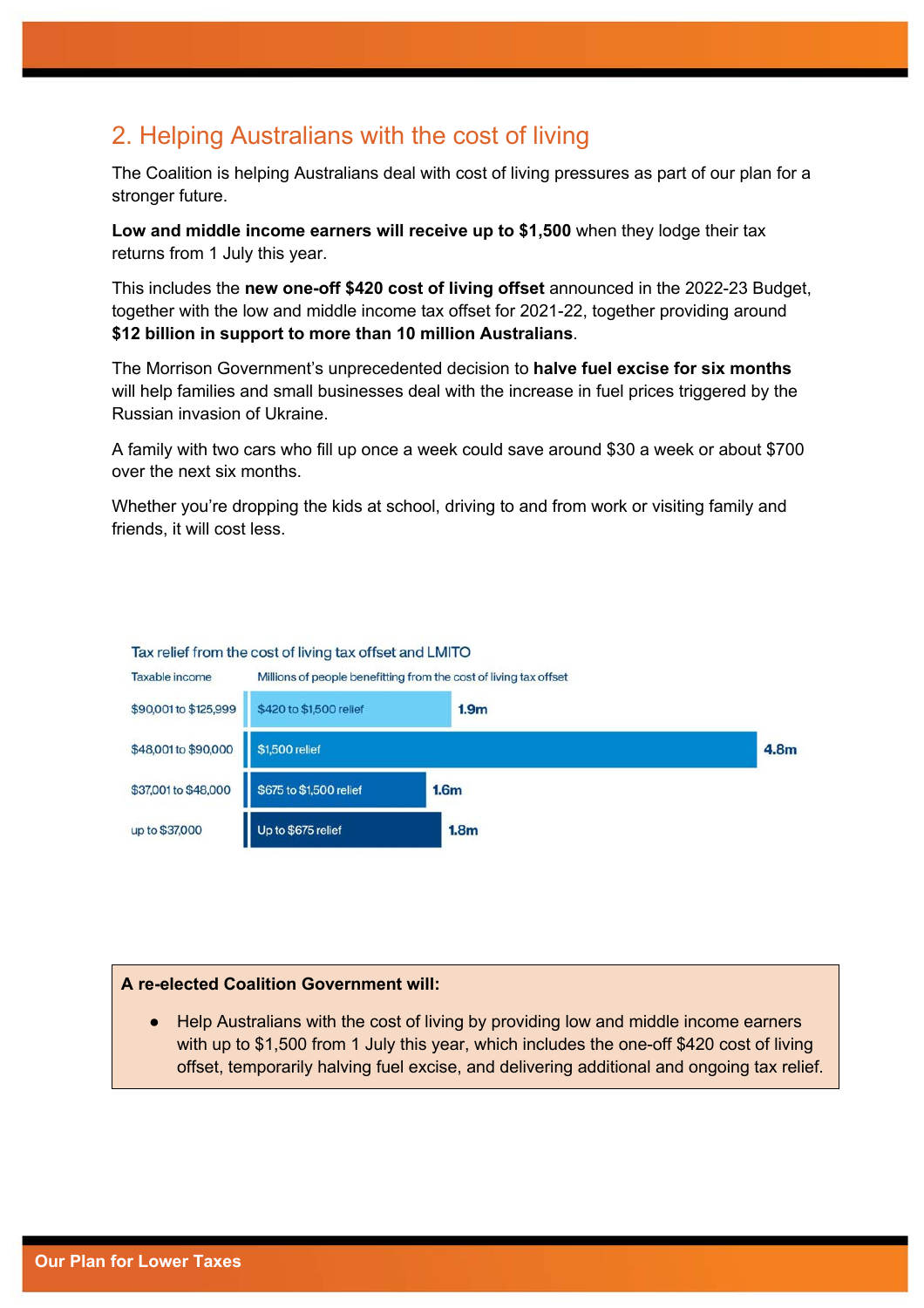## 2. Helping Australians with the cost of living

The Coalition is helping Australians deal with cost of living pressures as part of our plan for a stronger future.

**Low and middle income earners will receive up to $1,500** when they lodge their tax returns from 1 July this year.

This includes the **new one-off $420 cost of living offset** announced in the 2022-23 Budget, together with the low and middle income tax offset for 2021-22, together providing around **$12 billion in support to more than 10 million Australians**.

The Morrison Government's unprecedented decision to **halve fuel excise for six months** will help families and small businesses deal with the increase in fuel prices triggered by the Russian invasion of Ukraine.

A family with two cars who fill up once a week could save around $30 a week or about $700 over the next six months.

Whether you're dropping the kids at school, driving to and from work or visiting family and friends, it will cost less.

Tax relief from the cost of living tax offset and LMITO

| Taxable income | Relief | Millions of people benefitting from the cost of living tax offset |
|---|---|---|
| $90,001 to $125,999 | $420 to $1,500 relief | 1.9m |
| $48,001 to $90,000 | $1,500 relief | 4.8m |
| $37,001 to $48,000 | $675 to $1,500 relief | 1.6m |
| up to $37,000 | Up to $675 relief | 1.8m |

**A re-elected Coalition Government will:**

- Help Australians with the cost of living by providing low and middle income earners with up to $1,500 from 1 July this year, which includes the one-off $420 cost of living offset, temporarily halving fuel excise, and delivering additional and ongoing tax relief.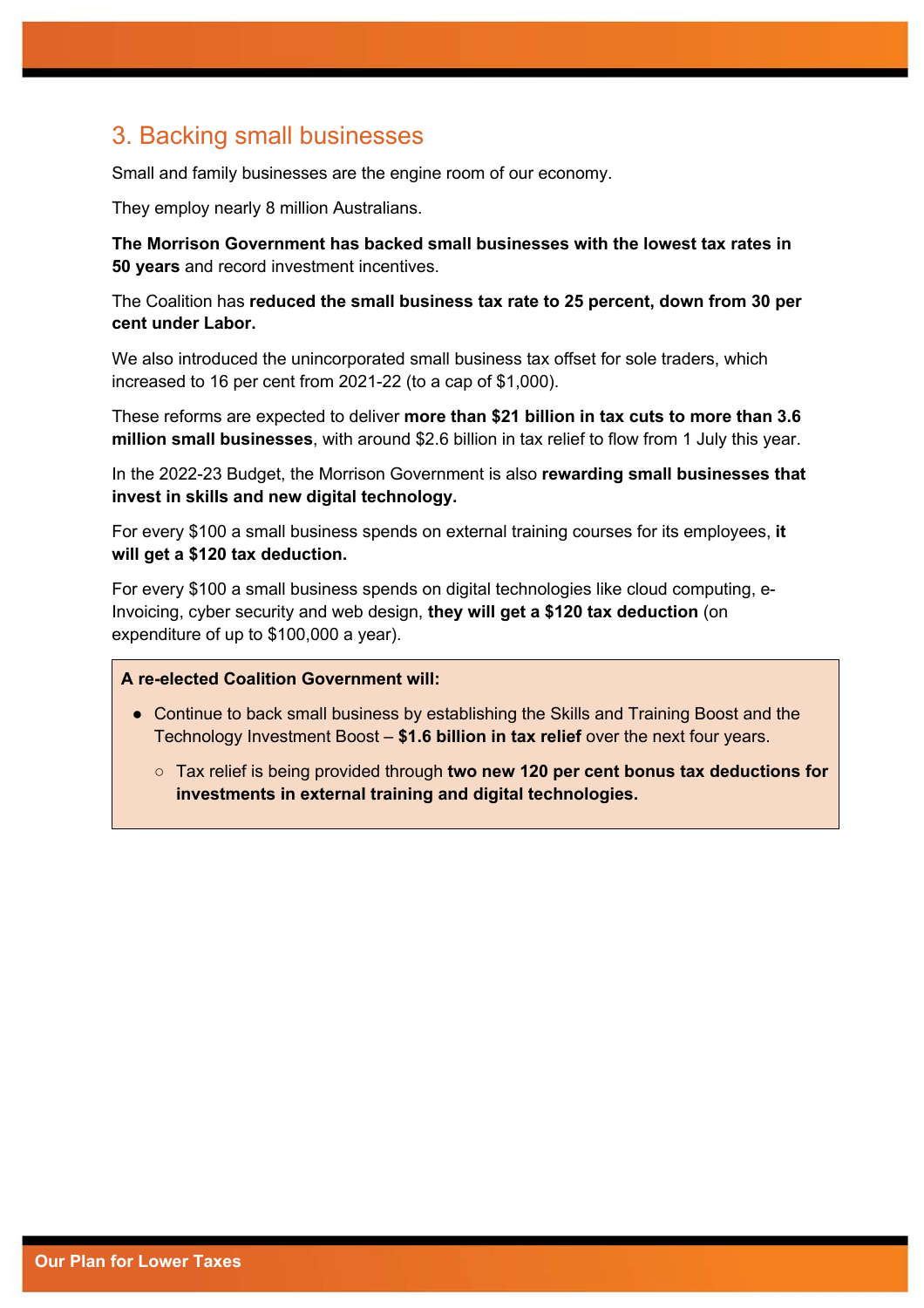## 3. Backing small businesses

Small and family businesses are the engine room of our economy.

They employ nearly 8 million Australians.

**The Morrison Government has backed small businesses with the lowest tax rates in 50 years** and record investment incentives.

The Coalition has **reduced the small business tax rate to 25 percent, down from 30 per cent under Labor.**

We also introduced the unincorporated small business tax offset for sole traders, which increased to 16 per cent from 2021-22 (to a cap of $1,000).

These reforms are expected to deliver **more than $21 billion in tax cuts to more than 3.6 million small businesses**, with around $2.6 billion in tax relief to flow from 1 July this year.

In the 2022-23 Budget, the Morrison Government is also **rewarding small businesses that invest in skills and new digital technology.**

For every $100 a small business spends on external training courses for its employees, **it will get a $120 tax deduction.**

For every $100 a small business spends on digital technologies like cloud computing, e-Invoicing, cyber security and web design, **they will get a $120 tax deduction** (on expenditure of up to $100,000 a year).

**A re-elected Coalition Government will:**

- Continue to back small business by establishing the Skills and Training Boost and the Technology Investment Boost – **$1.6 billion in tax relief** over the next four years.
  - Tax relief is being provided through **two new 120 per cent bonus tax deductions for investments in external training and digital technologies.**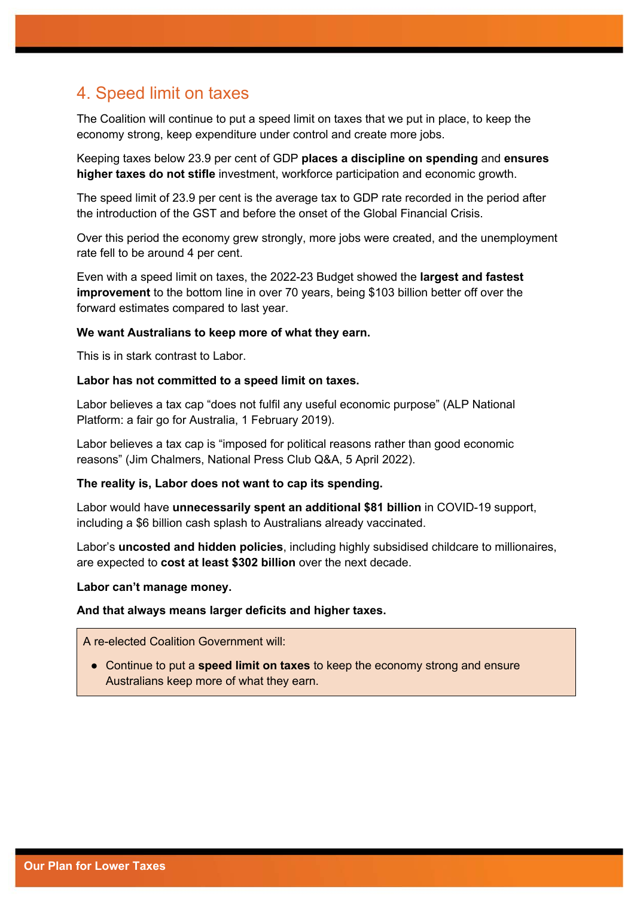## 4. Speed limit on taxes

The Coalition will continue to put a speed limit on taxes that we put in place, to keep the economy strong, keep expenditure under control and create more jobs.

Keeping taxes below 23.9 per cent of GDP **places a discipline on spending** and **ensures higher taxes do not stifle** investment, workforce participation and economic growth.

The speed limit of 23.9 per cent is the average tax to GDP rate recorded in the period after the introduction of the GST and before the onset of the Global Financial Crisis.

Over this period the economy grew strongly, more jobs were created, and the unemployment rate fell to be around 4 per cent.

Even with a speed limit on taxes, the 2022-23 Budget showed the **largest and fastest improvement** to the bottom line in over 70 years, being $103 billion better off over the forward estimates compared to last year.

**We want Australians to keep more of what they earn.**

This is in stark contrast to Labor.

**Labor has not committed to a speed limit on taxes.**

Labor believes a tax cap "does not fulfil any useful economic purpose" (ALP National Platform: a fair go for Australia, 1 February 2019).

Labor believes a tax cap is "imposed for political reasons rather than good economic reasons" (Jim Chalmers, National Press Club Q&A, 5 April 2022).

**The reality is, Labor does not want to cap its spending.**

Labor would have **unnecessarily spent an additional $81 billion** in COVID-19 support, including a $6 billion cash splash to Australians already vaccinated.

Labor's **uncosted and hidden policies**, including highly subsidised childcare to millionaires, are expected to **cost at least $302 billion** over the next decade.

**Labor can't manage money.**

**And that always means larger deficits and higher taxes.**

A re-elected Coalition Government will:

- Continue to put a **speed limit on taxes** to keep the economy strong and ensure Australians keep more of what they earn.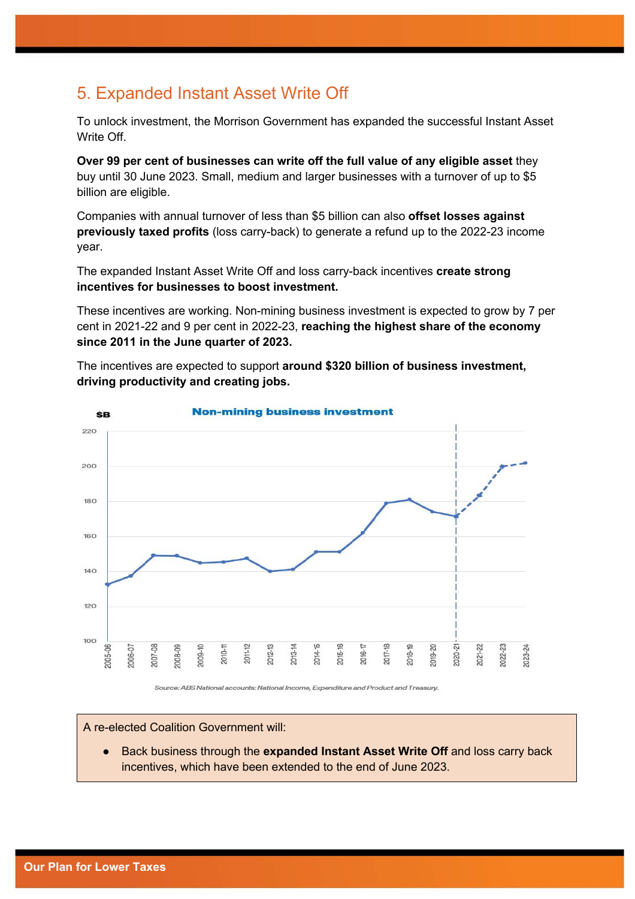## 5. Expanded Instant Asset Write Off

To unlock investment, the Morrison Government has expanded the successful Instant Asset Write Off.

**Over 99 per cent of businesses can write off the full value of any eligible asset** they buy until 30 June 2023. Small, medium and larger businesses with a turnover of up to $5 billion are eligible.

Companies with annual turnover of less than $5 billion can also **offset losses against previously taxed profits** (loss carry-back) to generate a refund up to the 2022-23 income year.

The expanded Instant Asset Write Off and loss carry-back incentives **create strong incentives for businesses to boost investment.**

These incentives are working. Non-mining business investment is expected to grow by 7 per cent in 2021-22 and 9 per cent in 2022-23, **reaching the highest share of the economy since 2011 in the June quarter of 2023.**

The incentives are expected to support **around $320 billion of business investment, driving productivity and creating jobs.**

**Non-mining business investment**

$B

Source: ABS National accounts: National Income, Expenditure and Product and Treasury.

> A re-elected Coalition Government will:
>
> - Back business through the **expanded Instant Asset Write Off** and loss carry back incentives, which have been extended to the end of June 2023.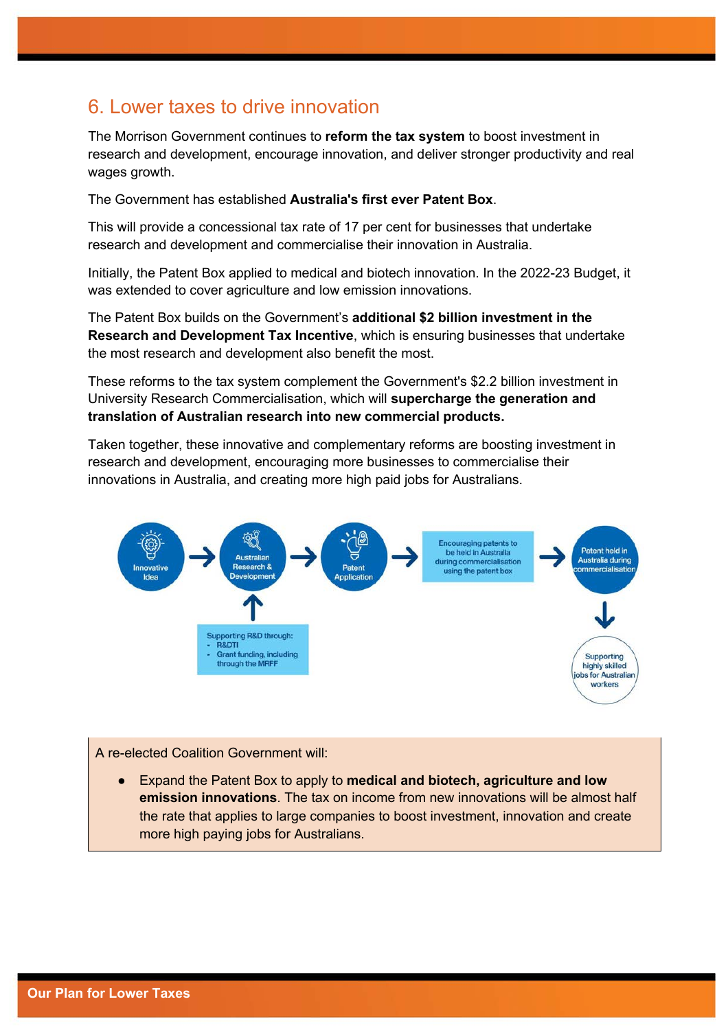## 6. Lower taxes to drive innovation

The Morrison Government continues to **reform the tax system** to boost investment in research and development, encourage innovation, and deliver stronger productivity and real wages growth.

The Government has established **Australia's first ever Patent Box**.

This will provide a concessional tax rate of 17 per cent for businesses that undertake research and development and commercialise their innovation in Australia.

Initially, the Patent Box applied to medical and biotech innovation. In the 2022-23 Budget, it was extended to cover agriculture and low emission innovations.

The Patent Box builds on the Government's **additional $2 billion investment in the Research and Development Tax Incentive**, which is ensuring businesses that undertake the most research and development also benefit the most.

These reforms to the tax system complement the Government's $2.2 billion investment in University Research Commercialisation, which will **supercharge the generation and translation of Australian research into new commercial products.**

Taken together, these innovative and complementary reforms are boosting investment in research and development, encouraging more businesses to commercialise their innovations in Australia, and creating more high paid jobs for Australians.

Innovative Idea → Australian Research & Development → Patent Application → Encouraging patents to be held in Australia during commercialisation using the patent box → Patent held in Australia during commercialisation → Supporting highly skilled jobs for Australian workers

Supporting R&D through:
- R&DTI
- Grant funding, including through the MRFF

A re-elected Coalition Government will:

- Expand the Patent Box to apply to **medical and biotech, agriculture and low emission innovations**. The tax on income from new innovations will be almost half the rate that applies to large companies to boost investment, innovation and create more high paying jobs for Australians.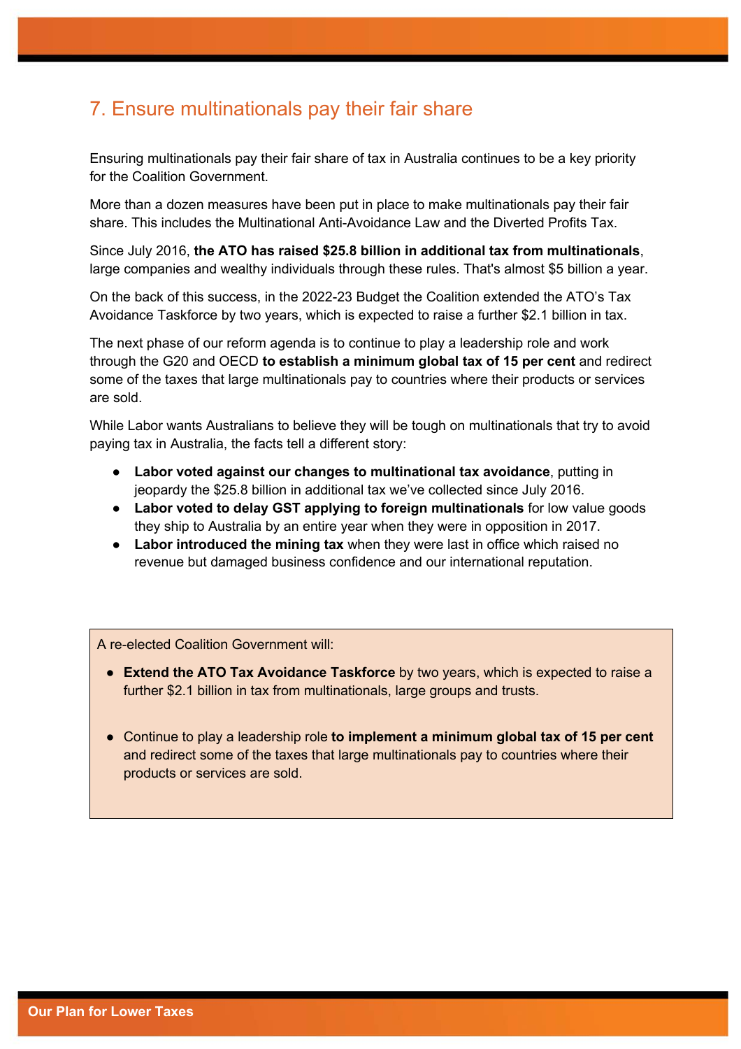## 7. Ensure multinationals pay their fair share

Ensuring multinationals pay their fair share of tax in Australia continues to be a key priority for the Coalition Government.

More than a dozen measures have been put in place to make multinationals pay their fair share. This includes the Multinational Anti-Avoidance Law and the Diverted Profits Tax.

Since July 2016, **the ATO has raised $25.8 billion in additional tax from multinationals**, large companies and wealthy individuals through these rules. That's almost $5 billion a year.

On the back of this success, in the 2022-23 Budget the Coalition extended the ATO's Tax Avoidance Taskforce by two years, which is expected to raise a further $2.1 billion in tax.

The next phase of our reform agenda is to continue to play a leadership role and work through the G20 and OECD **to establish a minimum global tax of 15 per cent** and redirect some of the taxes that large multinationals pay to countries where their products or services are sold.

While Labor wants Australians to believe they will be tough on multinationals that try to avoid paying tax in Australia, the facts tell a different story:

- **Labor voted against our changes to multinational tax avoidance**, putting in jeopardy the $25.8 billion in additional tax we've collected since July 2016.
- **Labor voted to delay GST applying to foreign multinationals** for low value goods they ship to Australia by an entire year when they were in opposition in 2017.
- **Labor introduced the mining tax** when they were last in office which raised no revenue but damaged business confidence and our international reputation.

A re-elected Coalition Government will:

- **Extend the ATO Tax Avoidance Taskforce** by two years, which is expected to raise a further $2.1 billion in tax from multinationals, large groups and trusts.
- Continue to play a leadership role **to implement a minimum global tax of 15 per cent** and redirect some of the taxes that large multinationals pay to countries where their products or services are sold.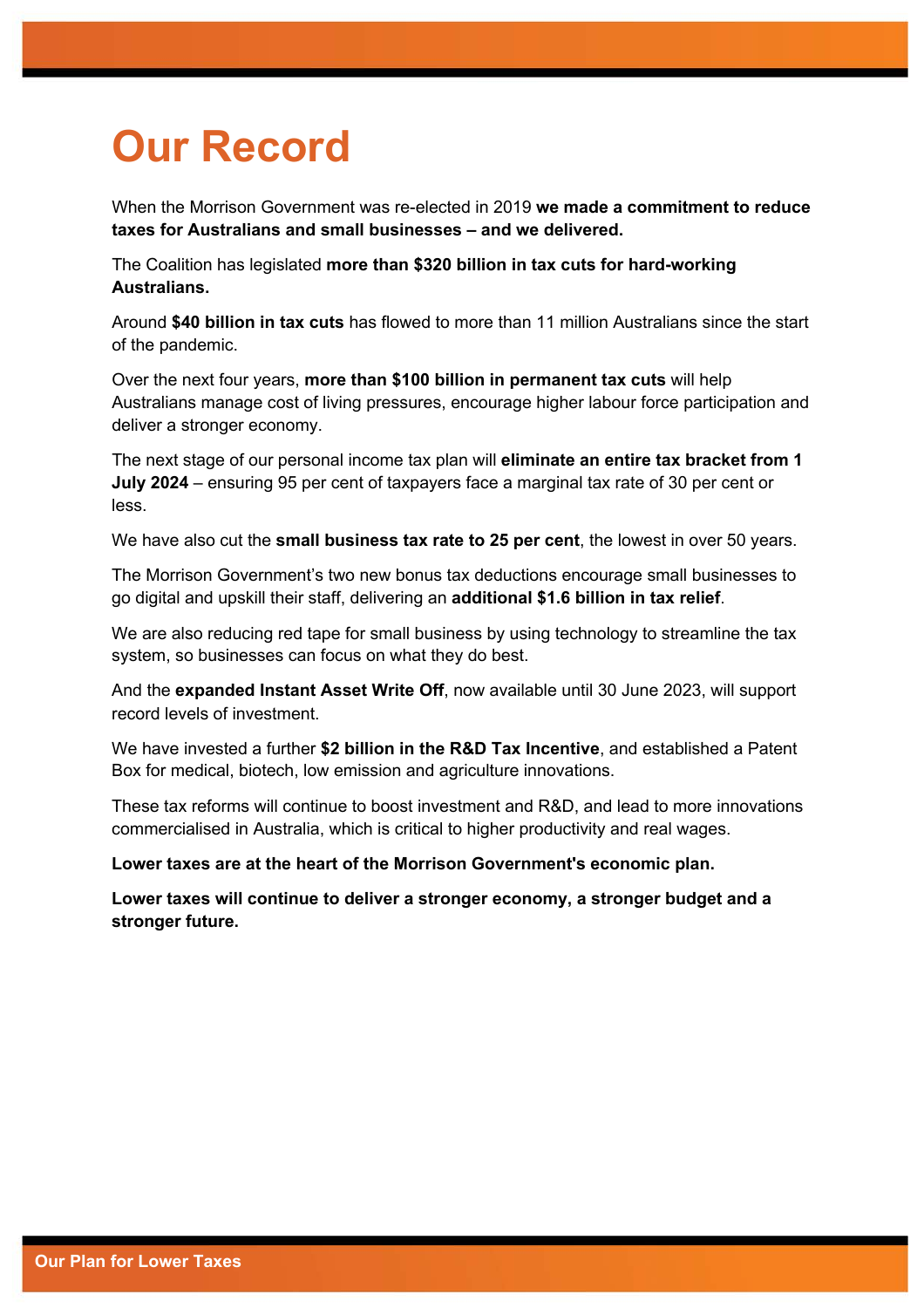# Our Record

When the Morrison Government was re-elected in 2019 **we made a commitment to reduce taxes for Australians and small businesses – and we delivered.**

The Coalition has legislated **more than $320 billion in tax cuts for hard-working Australians.**

Around **$40 billion in tax cuts** has flowed to more than 11 million Australians since the start of the pandemic.

Over the next four years, **more than $100 billion in permanent tax cuts** will help Australians manage cost of living pressures, encourage higher labour force participation and deliver a stronger economy.

The next stage of our personal income tax plan will **eliminate an entire tax bracket from 1 July 2024** – ensuring 95 per cent of taxpayers face a marginal tax rate of 30 per cent or less.

We have also cut the **small business tax rate to 25 per cent**, the lowest in over 50 years.

The Morrison Government's two new bonus tax deductions encourage small businesses to go digital and upskill their staff, delivering an **additional $1.6 billion in tax relief**.

We are also reducing red tape for small business by using technology to streamline the tax system, so businesses can focus on what they do best.

And the **expanded Instant Asset Write Off**, now available until 30 June 2023, will support record levels of investment.

We have invested a further **$2 billion in the R&D Tax Incentive**, and established a Patent Box for medical, biotech, low emission and agriculture innovations.

These tax reforms will continue to boost investment and R&D, and lead to more innovations commercialised in Australia, which is critical to higher productivity and real wages.

**Lower taxes are at the heart of the Morrison Government's economic plan.**

**Lower taxes will continue to deliver a stronger economy, a stronger budget and a stronger future.**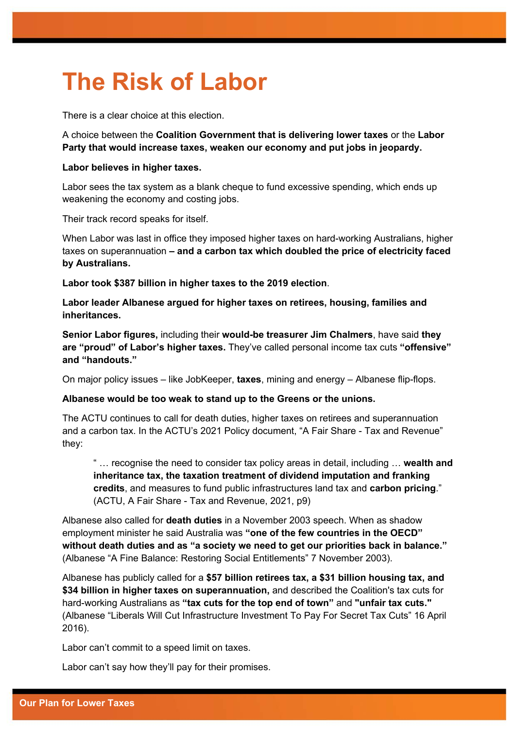# The Risk of Labor

There is a clear choice at this election.

A choice between the **Coalition Government that is delivering lower taxes** or the **Labor Party that would increase taxes, weaken our economy and put jobs in jeopardy.**

**Labor believes in higher taxes.**

Labor sees the tax system as a blank cheque to fund excessive spending, which ends up weakening the economy and costing jobs.

Their track record speaks for itself.

When Labor was last in office they imposed higher taxes on hard-working Australians, higher taxes on superannuation **– and a carbon tax which doubled the price of electricity faced by Australians.**

**Labor took $387 billion in higher taxes to the 2019 election**.

**Labor leader Albanese argued for higher taxes on retirees, housing, families and inheritances.**

**Senior Labor figures,** including their **would-be treasurer Jim Chalmers**, have said **they are "proud" of Labor's higher taxes.** They've called personal income tax cuts **"offensive" and "handouts."**

On major policy issues – like JobKeeper, **taxes**, mining and energy – Albanese flip-flops.

**Albanese would be too weak to stand up to the Greens or the unions.**

The ACTU continues to call for death duties, higher taxes on retirees and superannuation and a carbon tax. In the ACTU's 2021 Policy document, "A Fair Share - Tax and Revenue" they:

> " … recognise the need to consider tax policy areas in detail, including … **wealth and inheritance tax, the taxation treatment of dividend imputation and franking credits**, and measures to fund public infrastructures land tax and **carbon pricing**." (ACTU, A Fair Share - Tax and Revenue, 2021, p9)

Albanese also called for **death duties** in a November 2003 speech. When as shadow employment minister he said Australia was **"one of the few countries in the OECD" without death duties and as "a society we need to get our priorities back in balance."** (Albanese "A Fine Balance: Restoring Social Entitlements" 7 November 2003).

Albanese has publicly called for a **$57 billion retirees tax, a $31 billion housing tax, and $34 billion in higher taxes on superannuation,** and described the Coalition's tax cuts for hard-working Australians as **"tax cuts for the top end of town"** and **"unfair tax cuts."** (Albanese "Liberals Will Cut Infrastructure Investment To Pay For Secret Tax Cuts" 16 April 2016).

Labor can't commit to a speed limit on taxes.

Labor can't say how they'll pay for their promises.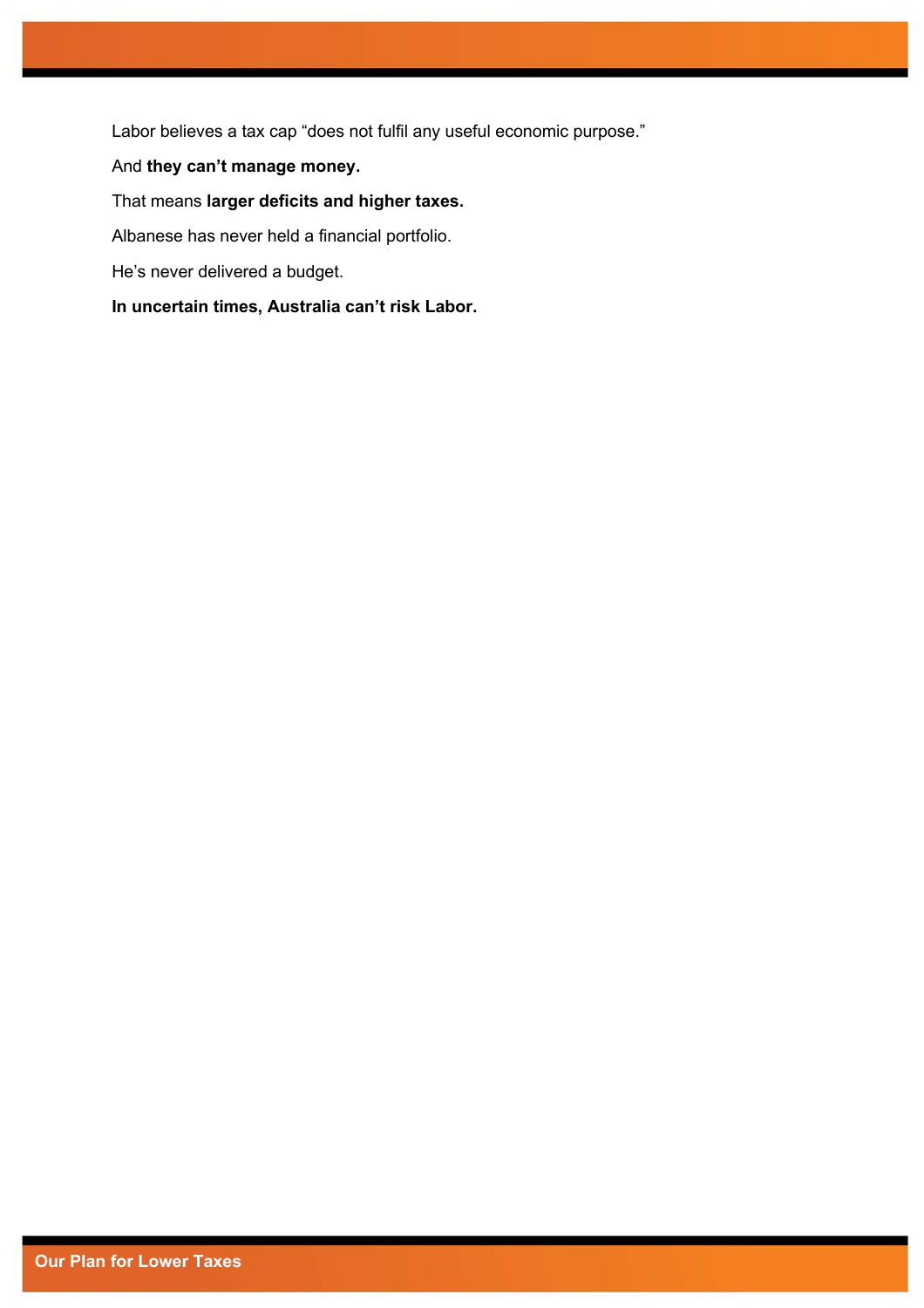Labor believes a tax cap "does not fulfil any useful economic purpose."

And **they can't manage money.**

That means **larger deficits and higher taxes.**

Albanese has never held a financial portfolio.

He's never delivered a budget.

**In uncertain times, Australia can't risk Labor.**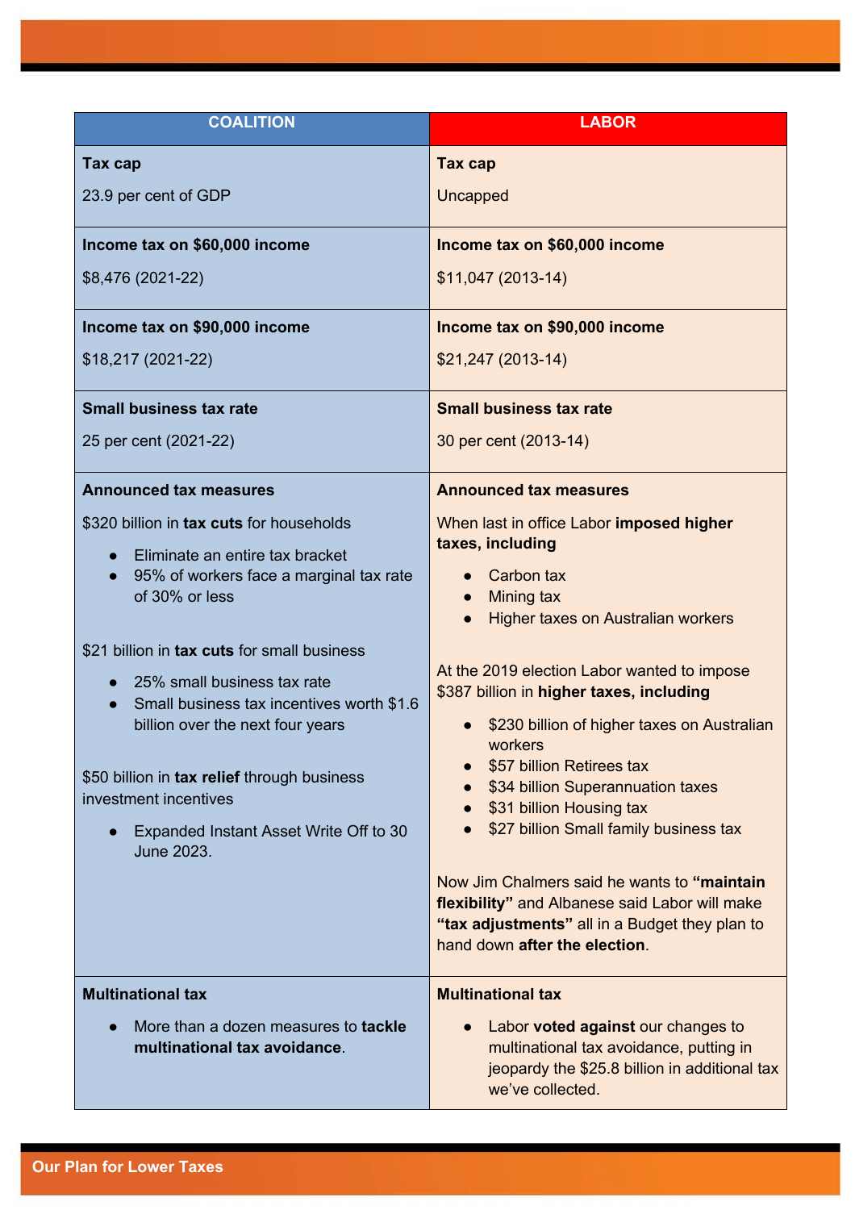| COALITION | LABOR |
|---|---|
| **Tax cap**<br><br>23.9 per cent of GDP | **Tax cap**<br><br>Uncapped |
| **Income tax on $60,000 income**<br><br>$8,476 (2021-22) | **Income tax on $60,000 income**<br><br>$11,047 (2013-14) |
| **Income tax on $90,000 income**<br><br>$18,217 (2021-22) | **Income tax on $90,000 income**<br><br>$21,247 (2013-14) |
| **Small business tax rate**<br><br>25 per cent (2021-22) | **Small business tax rate**<br><br>30 per cent (2013-14) |
| **Announced tax measures**<br><br>$320 billion in **tax cuts** for households<br>● Eliminate an entire tax bracket<br>● 95% of workers face a marginal tax rate of 30% or less<br><br>$21 billion in **tax cuts** for small business<br>● 25% small business tax rate<br>● Small business tax incentives worth $1.6 billion over the next four years<br><br>$50 billion in **tax relief** through business investment incentives<br>● Expanded Instant Asset Write Off to 30 June 2023. | **Announced tax measures**<br><br>When last in office Labor **imposed higher taxes, including**<br>● Carbon tax<br>● Mining tax<br>● Higher taxes on Australian workers<br><br>At the 2019 election Labor wanted to impose $387 billion in **higher taxes, including**<br>● $230 billion of higher taxes on Australian workers<br>● $57 billion Retirees tax<br>● $34 billion Superannuation taxes<br>● $31 billion Housing tax<br>● $27 billion Small family business tax<br><br>Now Jim Chalmers said he wants to **"maintain flexibility"** and Albanese said Labor will make **"tax adjustments"** all in a Budget they plan to hand down **after the election**. |
| **Multinational tax**<br><br>● More than a dozen measures to **tackle multinational tax avoidance**. | **Multinational tax**<br><br>● Labor **voted against** our changes to multinational tax avoidance, putting in jeopardy the $25.8 billion in additional tax we've collected. |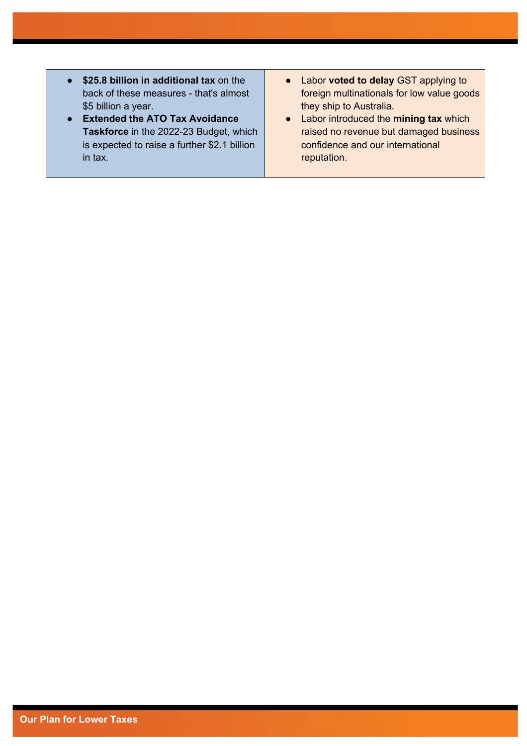| | |
|---|---|
| • **$25.8 billion in additional tax** on the back of these measures - that's almost $5 billion a year.<br>• **Extended the ATO Tax Avoidance Taskforce** in the 2022-23 Budget, which is expected to raise a further $2.1 billion in tax. | • Labor **voted to delay** GST applying to foreign multinationals for low value goods they ship to Australia.<br>• Labor introduced the **mining tax** which raised no revenue but damaged business confidence and our international reputation. |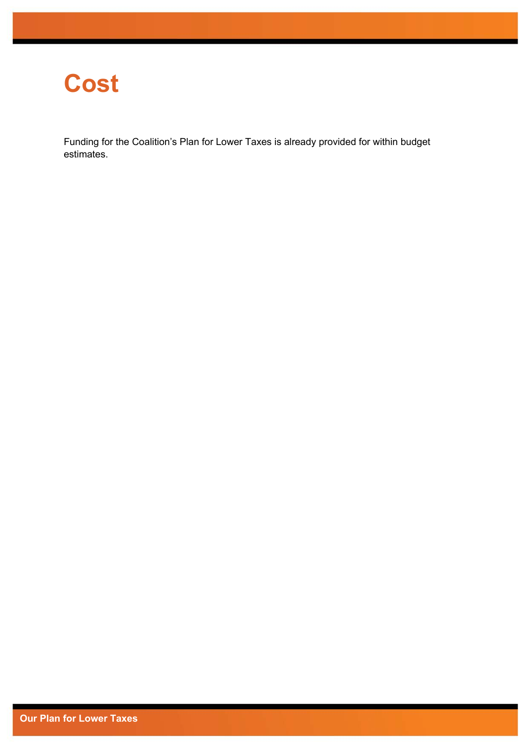# Cost

Funding for the Coalition’s Plan for Lower Taxes is already provided for within budget estimates.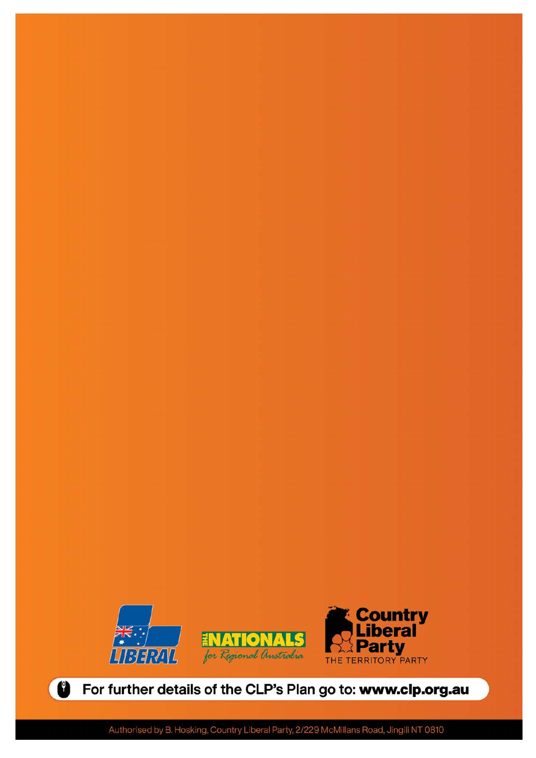LIBERAL

THE NATIONALS for Regional Australia

Country Liberal Party THE TERRITORY PARTY

For further details of the CLP's Plan go to: **www.clp.org.au**

Authorised by B. Hosking, Country Liberal Party, 2/229 McMillans Road, Jingili NT 0810